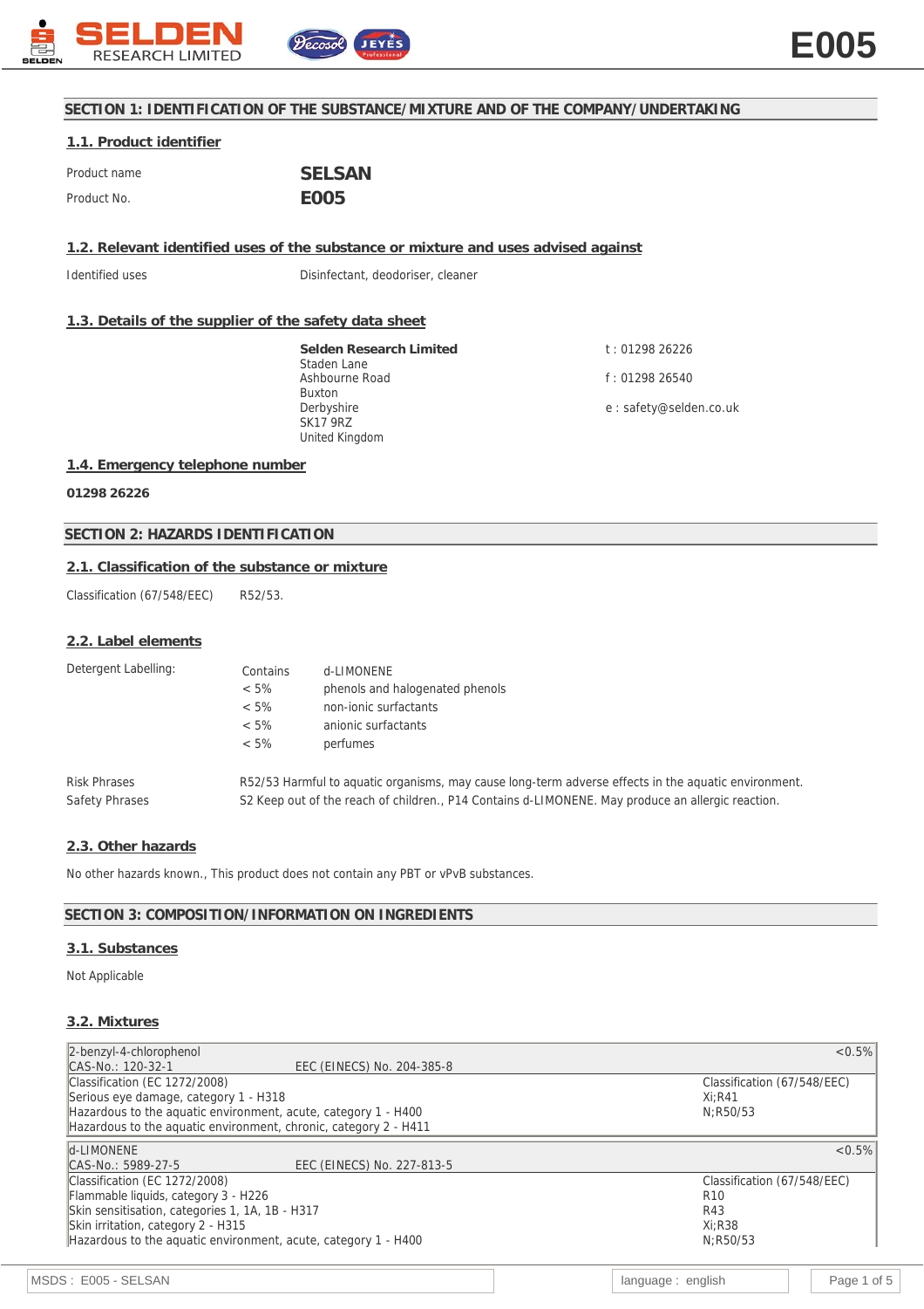## SECTION 1: IDENTIFICATION OF THE SUBSTANCE/MIXTURE AND OF THE COMPANY/UNDERTAKING

### 1.1. Product identifier

| | |
|---|---|
| Product name | **SELSAN** |
| Product No. | **E005** |

### 1.2. Relevant identified uses of the substance or mixture and uses advised against

| | |
|---|---|
| Identified uses | Disinfectant, deodoriser, cleaner |

### 1.3. Details of the supplier of the safety data sheet

**Selden Research Limited**
Staden Lane
Ashbourne Road
Buxton
Derbyshire
SK17 9RZ
United Kingdom

t : 01298 26226

f : 01298 26540

e : safety@selden.co.uk

### 1.4. Emergency telephone number

**01298 26226**

## SECTION 2: HAZARDS IDENTIFICATION

### 2.1. Classification of the substance or mixture

Classification (67/548/EEC) R52/53.

### 2.2. Label elements

Detergent Labelling:

| | |
|---|---|
| Contains | d-LIMONENE |
| < 5% | phenols and halogenated phenols |
| < 5% | non-ionic surfactants |
| < 5% | anionic surfactants |
| < 5% | perfumes |

| | |
|---|---|
| Risk Phrases | R52/53 Harmful to aquatic organisms, may cause long-term adverse effects in the aquatic environment. |
| Safety Phrases | S2 Keep out of the reach of children., P14 Contains d-LIMONENE. May produce an allergic reaction. |

### 2.3. Other hazards

No other hazards known., This product does not contain any PBT or vPvB substances.

## SECTION 3: COMPOSITION/INFORMATION ON INGREDIENTS

### 3.1. Substances

Not Applicable

### 3.2. Mixtures

| 2-benzyl-4-chlorophenol | | <0.5% |
|---|---|---|
| CAS-No.: 120-32-1 | EEC (EINECS) No. 204-385-8 | |
| Classification (EC 1272/2008)<br>Serious eye damage, category 1 - H318<br>Hazardous to the aquatic environment, acute, category 1 - H400<br>Hazardous to the aquatic environment, chronic, category 2 - H411 | | Classification (67/548/EEC)<br>Xi;R41<br>N;R50/53 |

| d-LIMONENE | | <0.5% |
|---|---|---|
| CAS-No.: 5989-27-5 | EEC (EINECS) No. 227-813-5 | |
| Classification (EC 1272/2008)<br>Flammable liquids, category 3 - H226<br>Skin sensitisation, categories 1, 1A, 1B - H317<br>Skin irritation, category 2 - H315<br>Hazardous to the aquatic environment, acute, category 1 - H400 | | Classification (67/548/EEC)<br>R10<br>R43<br>Xi;R38<br>N;R50/53 |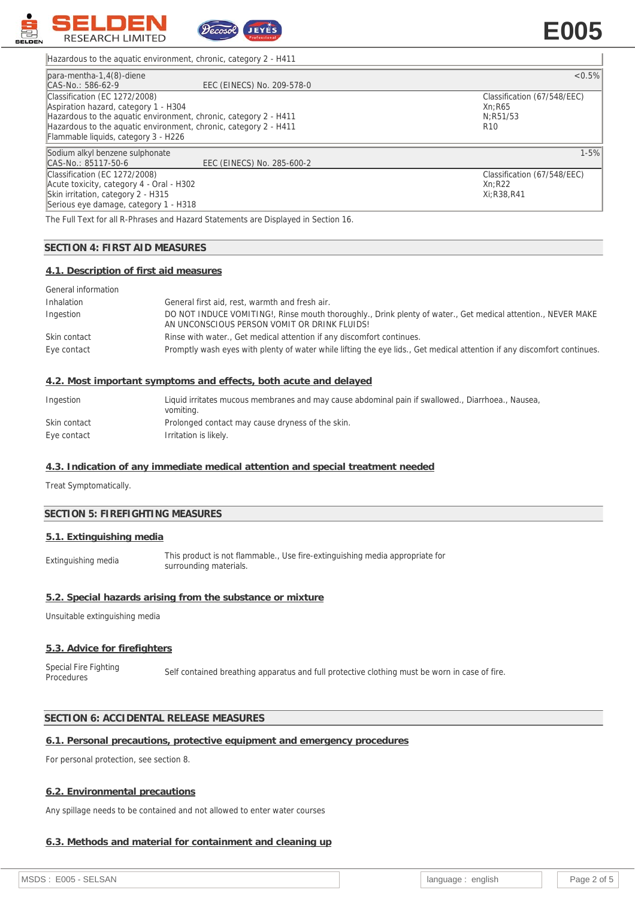| Hazardous to the aquatic environment, chronic, category 2 - H411 | |
|---|---|

| para-mentha-1,4(8)-diene<br>CAS-No.: 586-62-9 EEC (EINECS) No. 209-578-0 | <0.5% |
|---|---|
| Classification (EC 1272/2008)<br>Aspiration hazard, category 1 - H304<br>Hazardous to the aquatic environment, chronic, category 2 - H411<br>Hazardous to the aquatic environment, chronic, category 2 - H411<br>Flammable liquids, category 3 - H226 | Classification (67/548/EEC)<br>Xn;R65<br>N;R51/53<br>R10 |

| Sodium alkyl benzene sulphonate<br>CAS-No.: 85117-50-6 EEC (EINECS) No. 285-600-2 | 1-5% |
|---|---|
| Classification (EC 1272/2008)<br>Acute toxicity, category 4 - Oral - H302<br>Skin irritation, category 2 - H315<br>Serious eye damage, category 1 - H318 | Classification (67/548/EEC)<br>Xn;R22<br>Xi;R38,R41 |

The Full Text for all R-Phrases and Hazard Statements are Displayed in Section 16.

## SECTION 4: FIRST AID MEASURES

### 4.1. Description of first aid measures

| | |
|---|---|
| General information | |
| Inhalation | General first aid, rest, warmth and fresh air. |
| Ingestion | DO NOT INDUCE VOMITING!, Rinse mouth thoroughly., Drink plenty of water., Get medical attention., NEVER MAKE AN UNCONSCIOUS PERSON VOMIT OR DRINK FLUIDS! |
| Skin contact | Rinse with water., Get medical attention if any discomfort continues. |
| Eye contact | Promptly wash eyes with plenty of water while lifting the eye lids., Get medical attention if any discomfort continues. |

### 4.2. Most important symptoms and effects, both acute and delayed

| | |
|---|---|
| Ingestion | Liquid irritates mucous membranes and may cause abdominal pain if swallowed., Diarrhoea., Nausea, vomiting. |
| Skin contact | Prolonged contact may cause dryness of the skin. |
| Eye contact | Irritation is likely. |

### 4.3. Indication of any immediate medical attention and special treatment needed

Treat Symptomatically.

## SECTION 5: FIREFIGHTING MEASURES

### 5.1. Extinguishing media

| | |
|---|---|
| Extinguishing media | This product is not flammable., Use fire-extinguishing media appropriate for surrounding materials. |

### 5.2. Special hazards arising from the substance or mixture

Unsuitable extinguishing media

### 5.3. Advice for firefighters

| | |
|---|---|
| Special Fire Fighting Procedures | Self contained breathing apparatus and full protective clothing must be worn in case of fire. |

## SECTION 6: ACCIDENTAL RELEASE MEASURES

### 6.1. Personal precautions, protective equipment and emergency procedures

For personal protection, see section 8.

### 6.2. Environmental precautions

Any spillage needs to be contained and not allowed to enter water courses

### 6.3. Methods and material for containment and cleaning up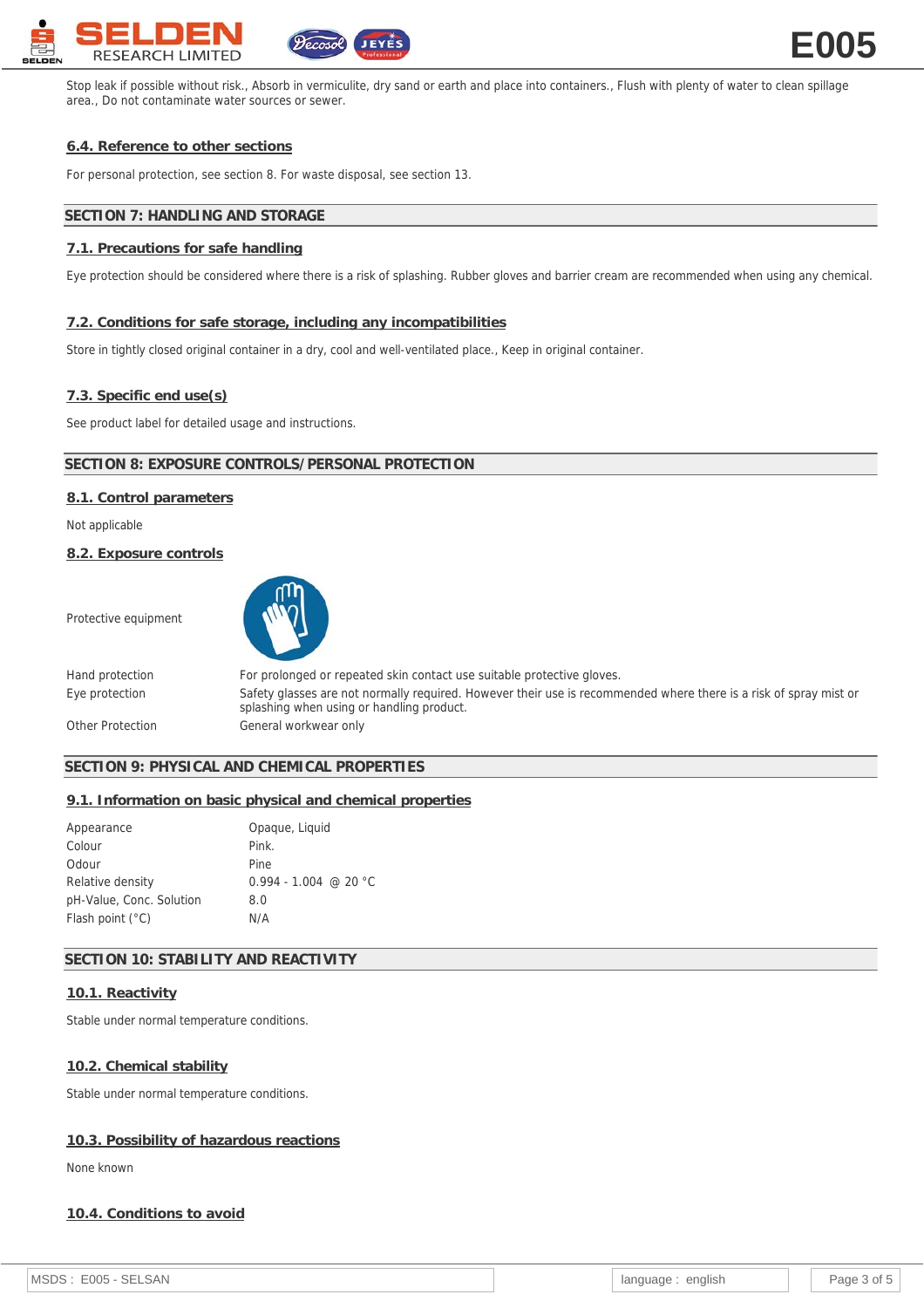Stop leak if possible without risk., Absorb in vermiculite, dry sand or earth and place into containers., Flush with plenty of water to clean spillage area., Do not contaminate water sources or sewer.

### 6.4. Reference to other sections

For personal protection, see section 8. For waste disposal, see section 13.

## SECTION 7: HANDLING AND STORAGE

### 7.1. Precautions for safe handling

Eye protection should be considered where there is a risk of splashing. Rubber gloves and barrier cream are recommended when using any chemical.

### 7.2. Conditions for safe storage, including any incompatibilities

Store in tightly closed original container in a dry, cool and well-ventilated place., Keep in original container.

### 7.3. Specific end use(s)

See product label for detailed usage and instructions.

## SECTION 8: EXPOSURE CONTROLS/PERSONAL PROTECTION

### 8.1. Control parameters

Not applicable

### 8.2. Exposure controls

Protective equipment

| | |
|---|---|
| Hand protection | For prolonged or repeated skin contact use suitable protective gloves. |
| Eye protection | Safety glasses are not normally required. However their use is recommended where there is a risk of spray mist or splashing when using or handling product. |
| Other Protection | General workwear only |

## SECTION 9: PHYSICAL AND CHEMICAL PROPERTIES

### 9.1. Information on basic physical and chemical properties

| | |
|---|---|
| Appearance | Opaque, Liquid |
| Colour | Pink. |
| Odour | Pine |
| Relative density | 0.994 - 1.004 @ 20 °C |
| pH-Value, Conc. Solution | 8.0 |
| Flash point (°C) | N/A |

## SECTION 10: STABILITY AND REACTIVITY

### 10.1. Reactivity

Stable under normal temperature conditions.

### 10.2. Chemical stability

Stable under normal temperature conditions.

### 10.3. Possibility of hazardous reactions

None known

### 10.4. Conditions to avoid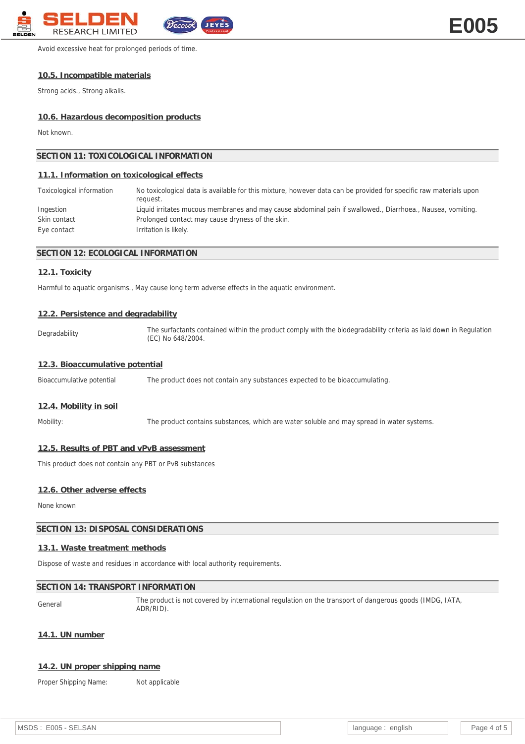Avoid excessive heat for prolonged periods of time.

### 10.5. Incompatible materials

Strong acids., Strong alkalis.

### 10.6. Hazardous decomposition products

Not known.

## SECTION 11: TOXICOLOGICAL INFORMATION

### 11.1. Information on toxicological effects

| | |
|---|---|
| Toxicological information | No toxicological data is available for this mixture, however data can be provided for specific raw materials upon request. |
| Ingestion | Liquid irritates mucous membranes and may cause abdominal pain if swallowed., Diarrhoea., Nausea, vomiting. |
| Skin contact | Prolonged contact may cause dryness of the skin. |
| Eye contact | Irritation is likely. |

## SECTION 12: ECOLOGICAL INFORMATION

### 12.1. Toxicity

Harmful to aquatic organisms., May cause long term adverse effects in the aquatic environment.

### 12.2. Persistence and degradability

| | |
|---|---|
| Degradability | The surfactants contained within the product comply with the biodegradability criteria as laid down in Regulation (EC) No 648/2004. |

### 12.3. Bioaccumulative potential

| | |
|---|---|
| Bioaccumulative potential | The product does not contain any substances expected to be bioaccumulating. |

### 12.4. Mobility in soil

| | |
|---|---|
| Mobility: | The product contains substances, which are water soluble and may spread in water systems. |

### 12.5. Results of PBT and vPvB assessment

This product does not contain any PBT or PvB substances

### 12.6. Other adverse effects

None known

## SECTION 13: DISPOSAL CONSIDERATIONS

### 13.1. Waste treatment methods

Dispose of waste and residues in accordance with local authority requirements.

## SECTION 14: TRANSPORT INFORMATION

| | |
|---|---|
| General | The product is not covered by international regulation on the transport of dangerous goods (IMDG, IATA, ADR/RID). |

### 14.1. UN number

### 14.2. UN proper shipping name

| | |
|---|---|
| Proper Shipping Name: | Not applicable |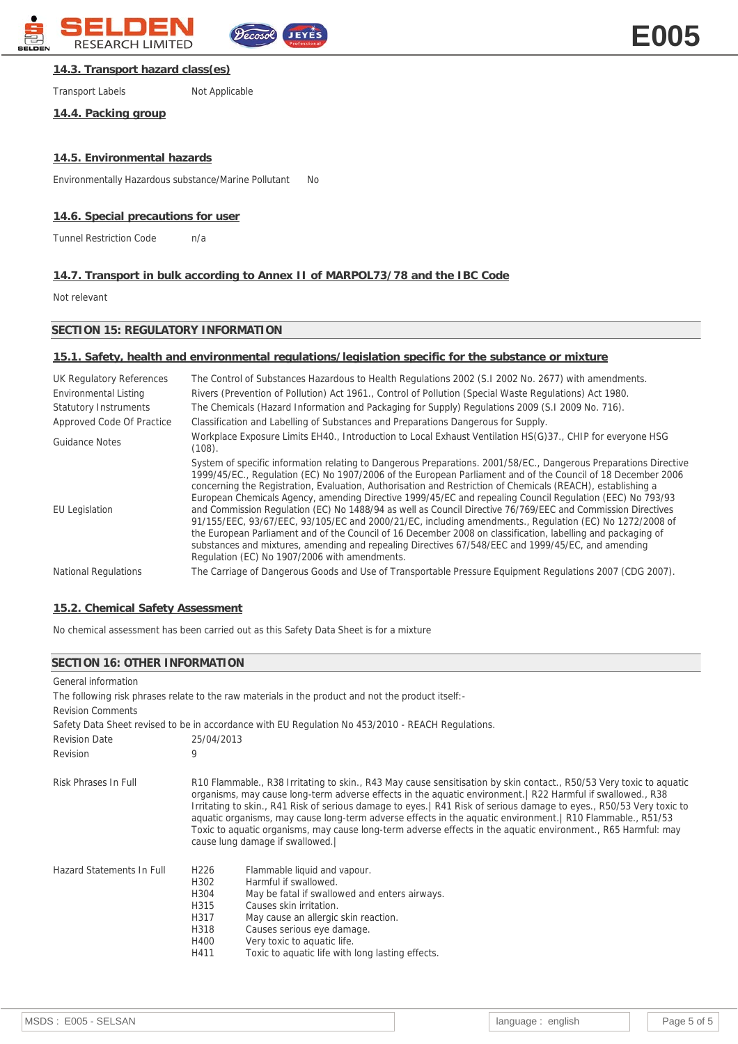### 14.3. Transport hazard class(es)

| | |
|---|---|
| Transport Labels | Not Applicable |

### 14.4. Packing group

### 14.5. Environmental hazards

| | |
|---|---|
| Environmentally Hazardous substance/Marine Pollutant | No |

### 14.6. Special precautions for user

| | |
|---|---|
| Tunnel Restriction Code | n/a |

### 14.7. Transport in bulk according to Annex II of MARPOL73/78 and the IBC Code

Not relevant

## SECTION 15: REGULATORY INFORMATION

### 15.1. Safety, health and environmental regulations/legislation specific for the substance or mixture

| | |
|---|---|
| UK Regulatory References | The Control of Substances Hazardous to Health Regulations 2002 (S.I 2002 No. 2677) with amendments. |
| Environmental Listing | Rivers (Prevention of Pollution) Act 1961., Control of Pollution (Special Waste Regulations) Act 1980. |
| Statutory Instruments | The Chemicals (Hazard Information and Packaging for Supply) Regulations 2009 (S.I 2009 No. 716). |
| Approved Code Of Practice | Classification and Labelling of Substances and Preparations Dangerous for Supply. |
| Guidance Notes | Workplace Exposure Limits EH40., Introduction to Local Exhaust Ventilation HS(G)37., CHIP for everyone HSG (108). |
| EU Legislation | System of specific information relating to Dangerous Preparations. 2001/58/EC., Dangerous Preparations Directive 1999/45/EC., Regulation (EC) No 1907/2006 of the European Parliament and of the Council of 18 December 2006 concerning the Registration, Evaluation, Authorisation and Restriction of Chemicals (REACH), establishing a European Chemicals Agency, amending Directive 1999/45/EC and repealing Council Regulation (EEC) No 793/93 and Commission Regulation (EC) No 1488/94 as well as Council Directive 76/769/EEC and Commission Directives 91/155/EEC, 93/67/EEC, 93/105/EC and 2000/21/EC, including amendments., Regulation (EC) No 1272/2008 of the European Parliament and of the Council of 16 December 2008 on classification, labelling and packaging of substances and mixtures, amending and repealing Directives 67/548/EEC and 1999/45/EC, and amending Regulation (EC) No 1907/2006 with amendments. |
| National Regulations | The Carriage of Dangerous Goods and Use of Transportable Pressure Equipment Regulations 2007 (CDG 2007). |

### 15.2. Chemical Safety Assessment

No chemical assessment has been carried out as this Safety Data Sheet is for a mixture

## SECTION 16: OTHER INFORMATION

General information

The following risk phrases relate to the raw materials in the product and not the product itself:-

Revision Comments

Safety Data Sheet revised to be in accordance with EU Regulation No 453/2010 - REACH Regulations.

| | |
|---|---|
| Revision Date | 25/04/2013 |
| Revision | 9 |

| | |
|---|---|
| Risk Phrases In Full | R10 Flammable., R38 Irritating to skin., R43 May cause sensitisation by skin contact., R50/53 Very toxic to aquatic organisms, may cause long-term adverse effects in the aquatic environment.\| R22 Harmful if swallowed., R38 Irritating to skin., R41 Risk of serious damage to eyes.\| R41 Risk of serious damage to eyes., R50/53 Very toxic to aquatic organisms, may cause long-term adverse effects in the aquatic environment.\| R10 Flammable., R51/53 Toxic to aquatic organisms, may cause long-term adverse effects in the aquatic environment., R65 Harmful: may cause lung damage if swallowed.\| |

| Hazard Statements In Full | | |
|---|---|---|
| | H226 | Flammable liquid and vapour. |
| | H302 | Harmful if swallowed. |
| | H304 | May be fatal if swallowed and enters airways. |
| | H315 | Causes skin irritation. |
| | H317 | May cause an allergic skin reaction. |
| | H318 | Causes serious eye damage. |
| | H400 | Very toxic to aquatic life. |
| | H411 | Toxic to aquatic life with long lasting effects. |